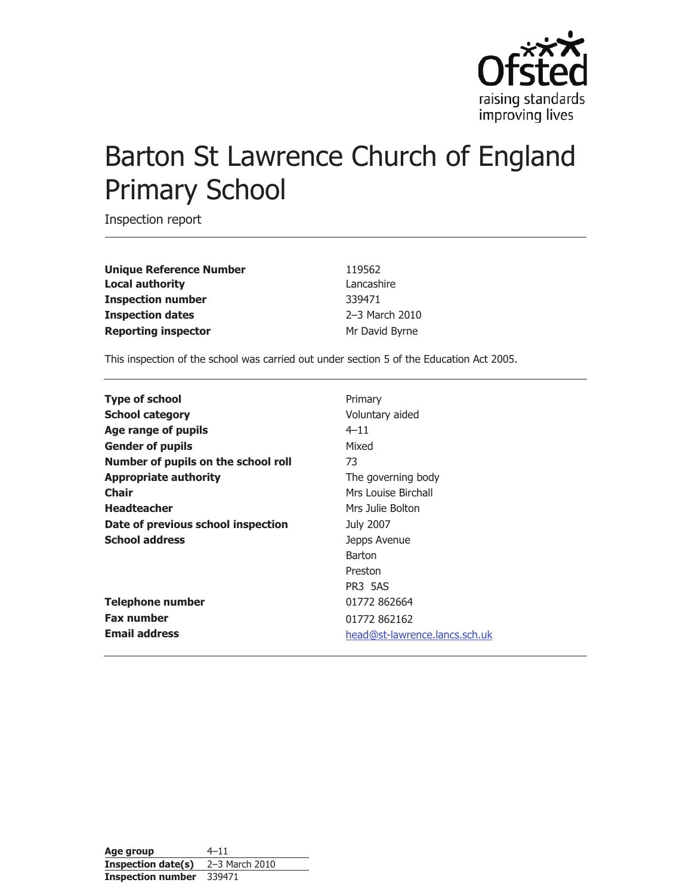Ofsted
raising standards
improving lives

# Barton St Lawrence Church of England Primary School

Inspection report

| | |
|---|---|
| **Unique Reference Number** | 119562 |
| **Local authority** | Lancashire |
| **Inspection number** | 339471 |
| **Inspection dates** | 2–3 March 2010 |
| **Reporting inspector** | Mr David Byrne |

This inspection of the school was carried out under section 5 of the Education Act 2005.

| | |
|---|---|
| **Type of school** | Primary |
| **School category** | Voluntary aided |
| **Age range of pupils** | 4–11 |
| **Gender of pupils** | Mixed |
| **Number of pupils on the school roll** | 73 |
| **Appropriate authority** | The governing body |
| **Chair** | Mrs Louise Birchall |
| **Headteacher** | Mrs Julie Bolton |
| **Date of previous school inspection** | July 2007 |
| **School address** | Jepps Avenue<br>Barton<br>Preston<br>PR3 5AS |
| **Telephone number** | 01772 862664 |
| **Fax number** | 01772 862162 |
| **Email address** | head@st-lawrence.lancs.sch.uk |

| | |
|---|---|
| **Age group** | 4–11 |
| **Inspection date(s)** | 2–3 March 2010 |
| **Inspection number** | 339471 |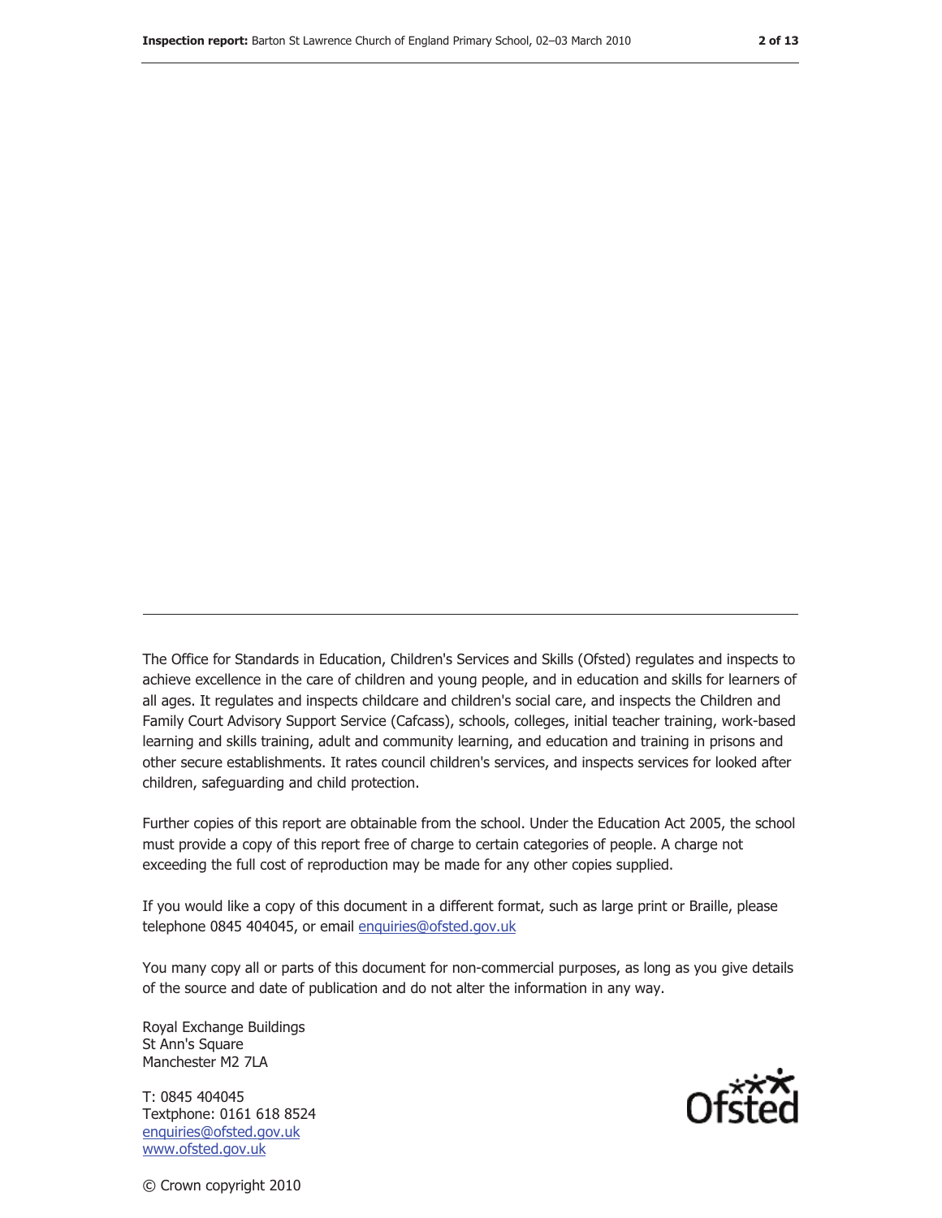The Office for Standards in Education, Children's Services and Skills (Ofsted) regulates and inspects to achieve excellence in the care of children and young people, and in education and skills for learners of all ages. It regulates and inspects childcare and children's social care, and inspects the Children and Family Court Advisory Support Service (Cafcass), schools, colleges, initial teacher training, work-based learning and skills training, adult and community learning, and education and training in prisons and other secure establishments. It rates council children's services, and inspects services for looked after children, safeguarding and child protection.

Further copies of this report are obtainable from the school. Under the Education Act 2005, the school must provide a copy of this report free of charge to certain categories of people. A charge not exceeding the full cost of reproduction may be made for any other copies supplied.

If you would like a copy of this document in a different format, such as large print or Braille, please telephone 0845 404045, or email enquiries@ofsted.gov.uk

You many copy all or parts of this document for non-commercial purposes, as long as you give details of the source and date of publication and do not alter the information in any way.

Royal Exchange Buildings
St Ann's Square
Manchester M2 7LA

T: 0845 404045
Textphone: 0161 618 8524
enquiries@ofsted.gov.uk
www.ofsted.gov.uk

© Crown copyright 2010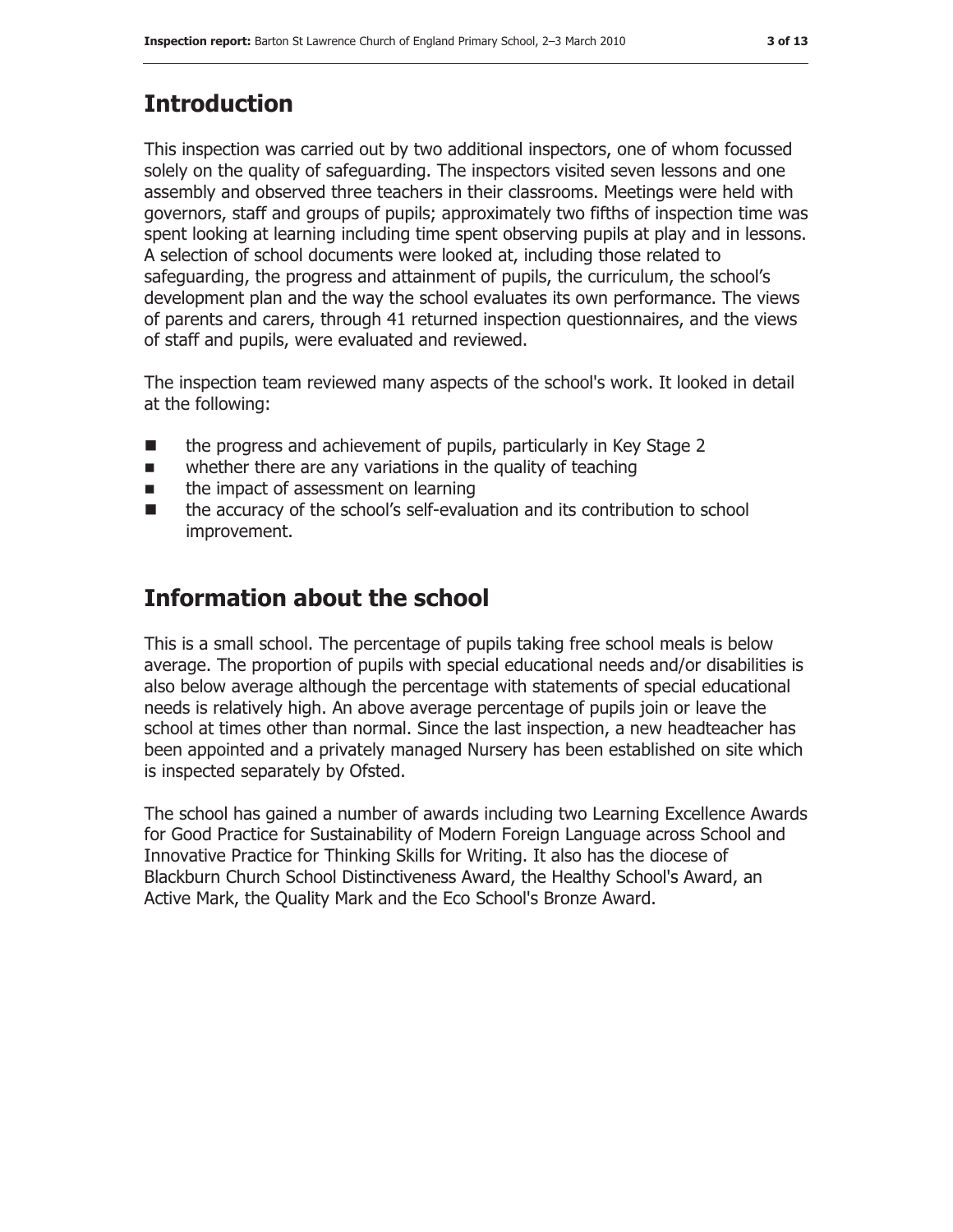## Introduction

This inspection was carried out by two additional inspectors, one of whom focussed solely on the quality of safeguarding. The inspectors visited seven lessons and one assembly and observed three teachers in their classrooms. Meetings were held with governors, staff and groups of pupils; approximately two fifths of inspection time was spent looking at learning including time spent observing pupils at play and in lessons. A selection of school documents were looked at, including those related to safeguarding, the progress and attainment of pupils, the curriculum, the school's development plan and the way the school evaluates its own performance. The views of parents and carers, through 41 returned inspection questionnaires, and the views of staff and pupils, were evaluated and reviewed.

The inspection team reviewed many aspects of the school's work. It looked in detail at the following:

- the progress and achievement of pupils, particularly in Key Stage 2
- whether there are any variations in the quality of teaching
- the impact of assessment on learning
- the accuracy of the school's self-evaluation and its contribution to school improvement.

## Information about the school

This is a small school. The percentage of pupils taking free school meals is below average. The proportion of pupils with special educational needs and/or disabilities is also below average although the percentage with statements of special educational needs is relatively high. An above average percentage of pupils join or leave the school at times other than normal. Since the last inspection, a new headteacher has been appointed and a privately managed Nursery has been established on site which is inspected separately by Ofsted.

The school has gained a number of awards including two Learning Excellence Awards for Good Practice for Sustainability of Modern Foreign Language across School and Innovative Practice for Thinking Skills for Writing. It also has the diocese of Blackburn Church School Distinctiveness Award, the Healthy School's Award, an Active Mark, the Quality Mark and the Eco School's Bronze Award.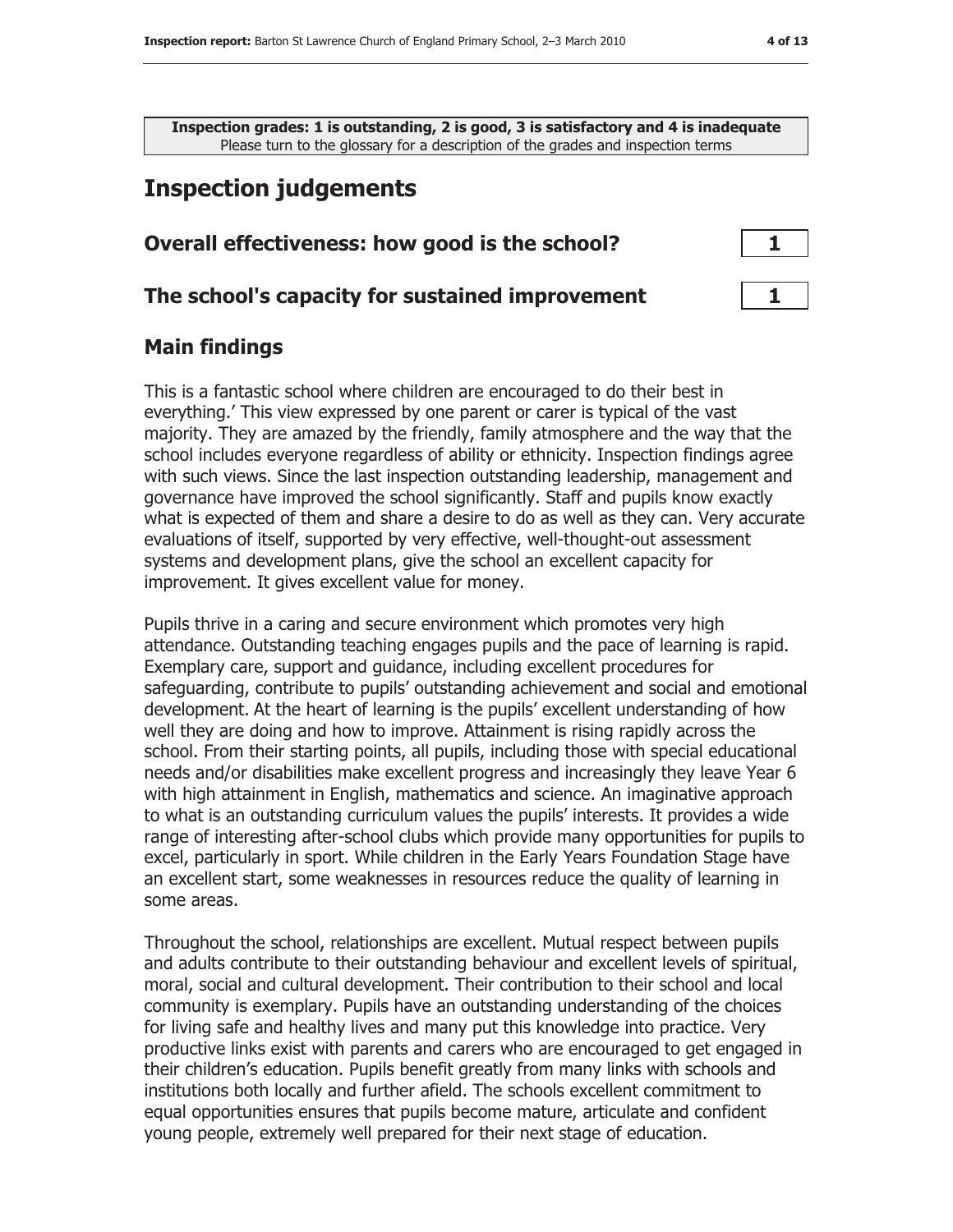**Inspection grades: 1 is outstanding, 2 is good, 3 is satisfactory and 4 is inadequate**
Please turn to the glossary for a description of the grades and inspection terms

# Inspection judgements

| Overall effectiveness: how good is the school? | 1 |
|---|---|
| **The school's capacity for sustained improvement** | **1** |

## Main findings

This is a fantastic school where children are encouraged to do their best in everything.' This view expressed by one parent or carer is typical of the vast majority. They are amazed by the friendly, family atmosphere and the way that the school includes everyone regardless of ability or ethnicity. Inspection findings agree with such views. Since the last inspection outstanding leadership, management and governance have improved the school significantly. Staff and pupils know exactly what is expected of them and share a desire to do as well as they can. Very accurate evaluations of itself, supported by very effective, well-thought-out assessment systems and development plans, give the school an excellent capacity for improvement. It gives excellent value for money.

Pupils thrive in a caring and secure environment which promotes very high attendance. Outstanding teaching engages pupils and the pace of learning is rapid. Exemplary care, support and guidance, including excellent procedures for safeguarding, contribute to pupils' outstanding achievement and social and emotional development. At the heart of learning is the pupils' excellent understanding of how well they are doing and how to improve. Attainment is rising rapidly across the school. From their starting points, all pupils, including those with special educational needs and/or disabilities make excellent progress and increasingly they leave Year 6 with high attainment in English, mathematics and science. An imaginative approach to what is an outstanding curriculum values the pupils' interests. It provides a wide range of interesting after-school clubs which provide many opportunities for pupils to excel, particularly in sport. While children in the Early Years Foundation Stage have an excellent start, some weaknesses in resources reduce the quality of learning in some areas.

Throughout the school, relationships are excellent. Mutual respect between pupils and adults contribute to their outstanding behaviour and excellent levels of spiritual, moral, social and cultural development. Their contribution to their school and local community is exemplary. Pupils have an outstanding understanding of the choices for living safe and healthy lives and many put this knowledge into practice. Very productive links exist with parents and carers who are encouraged to get engaged in their children's education. Pupils benefit greatly from many links with schools and institutions both locally and further afield. The schools excellent commitment to equal opportunities ensures that pupils become mature, articulate and confident young people, extremely well prepared for their next stage of education.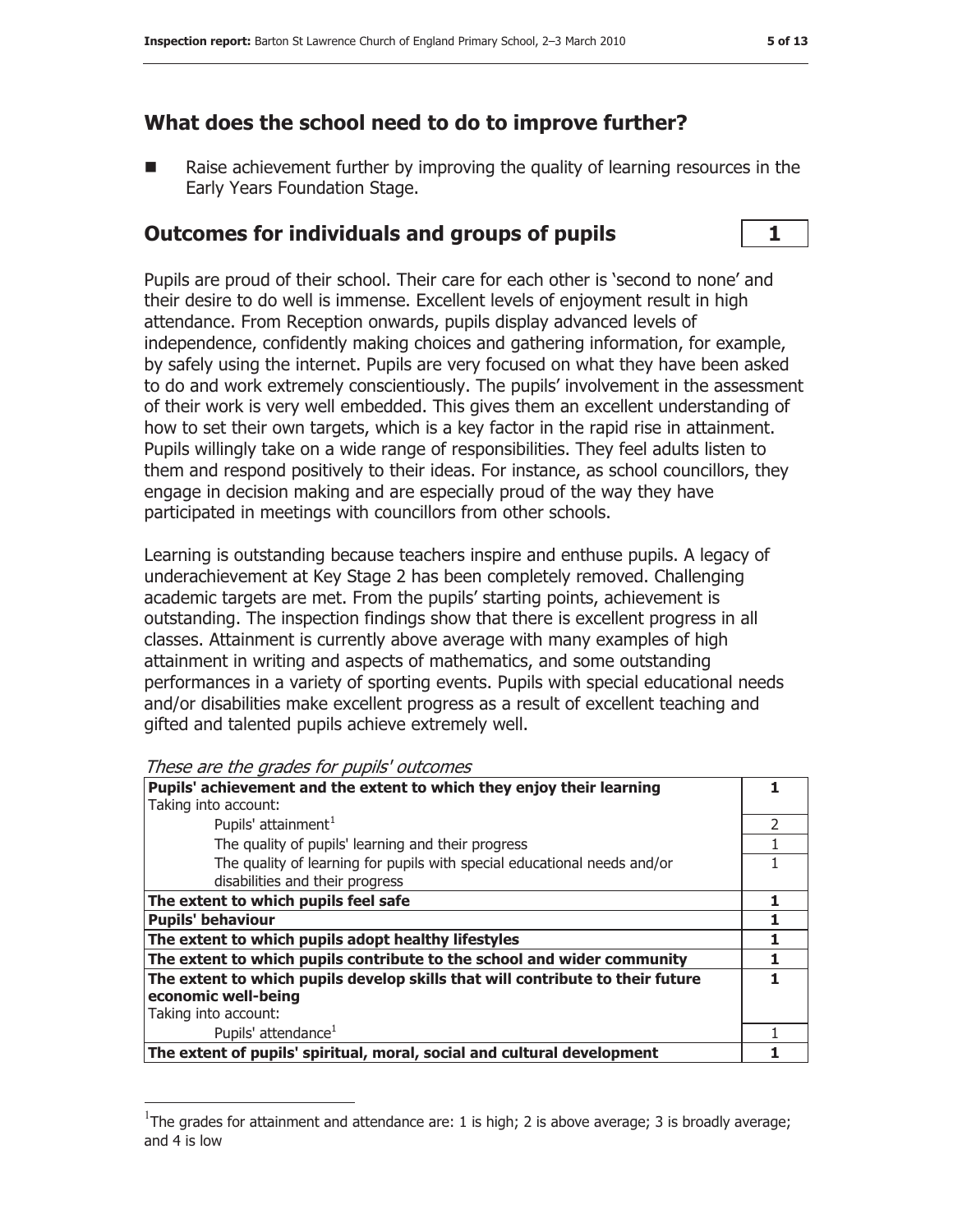## What does the school need to do to improve further?

- Raise achievement further by improving the quality of learning resources in the Early Years Foundation Stage.

## Outcomes for individuals and groups of pupils — 1

Pupils are proud of their school. Their care for each other is 'second to none' and their desire to do well is immense. Excellent levels of enjoyment result in high attendance. From Reception onwards, pupils display advanced levels of independence, confidently making choices and gathering information, for example, by safely using the internet. Pupils are very focused on what they have been asked to do and work extremely conscientiously. The pupils' involvement in the assessment of their work is very well embedded. This gives them an excellent understanding of how to set their own targets, which is a key factor in the rapid rise in attainment. Pupils willingly take on a wide range of responsibilities. They feel adults listen to them and respond positively to their ideas. For instance, as school councillors, they engage in decision making and are especially proud of the way they have participated in meetings with councillors from other schools.

Learning is outstanding because teachers inspire and enthuse pupils. A legacy of underachievement at Key Stage 2 has been completely removed. Challenging academic targets are met. From the pupils' starting points, achievement is outstanding. The inspection findings show that there is excellent progress in all classes. Attainment is currently above average with many examples of high attainment in writing and aspects of mathematics, and some outstanding performances in a variety of sporting events. Pupils with special educational needs and/or disabilities make excellent progress as a result of excellent teaching and gifted and talented pupils achieve extremely well.

*These are the grades for pupils' outcomes*

| | |
|---|---|
| **Pupils' achievement and the extent to which they enjoy their learning**<br>Taking into account: | **1** |
| Pupils' attainment[1] | 2 |
| The quality of pupils' learning and their progress | 1 |
| The quality of learning for pupils with special educational needs and/or disabilities and their progress | 1 |
| **The extent to which pupils feel safe** | **1** |
| **Pupils' behaviour** | **1** |
| **The extent to which pupils adopt healthy lifestyles** | **1** |
| **The extent to which pupils contribute to the school and wider community** | **1** |
| **The extent to which pupils develop skills that will contribute to their future economic well-being**<br>Taking into account: | **1** |
| Pupils' attendance[1] | 1 |
| **The extent of pupils' spiritual, moral, social and cultural development** | **1** |

[1]The grades for attainment and attendance are: 1 is high; 2 is above average; 3 is broadly average; and 4 is low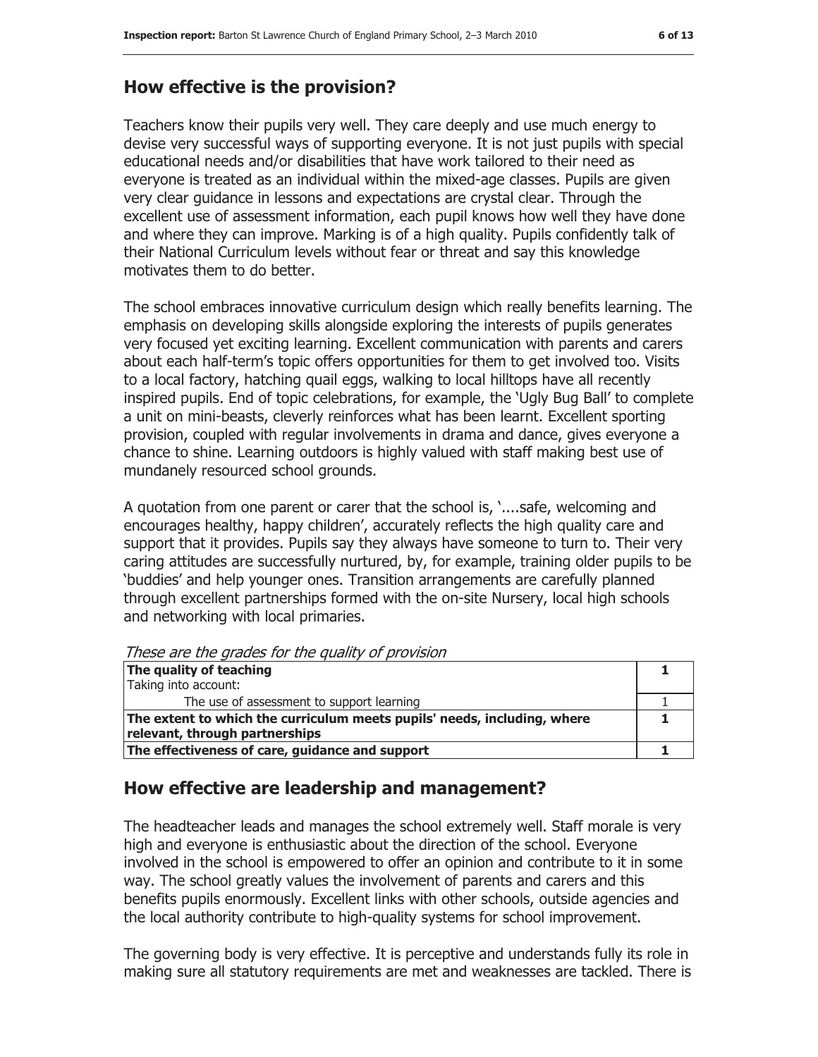## How effective is the provision?

Teachers know their pupils very well. They care deeply and use much energy to devise very successful ways of supporting everyone. It is not just pupils with special educational needs and/or disabilities that have work tailored to their need as everyone is treated as an individual within the mixed-age classes. Pupils are given very clear guidance in lessons and expectations are crystal clear. Through the excellent use of assessment information, each pupil knows how well they have done and where they can improve. Marking is of a high quality. Pupils confidently talk of their National Curriculum levels without fear or threat and say this knowledge motivates them to do better.

The school embraces innovative curriculum design which really benefits learning. The emphasis on developing skills alongside exploring the interests of pupils generates very focused yet exciting learning. Excellent communication with parents and carers about each half-term's topic offers opportunities for them to get involved too. Visits to a local factory, hatching quail eggs, walking to local hilltops have all recently inspired pupils. End of topic celebrations, for example, the 'Ugly Bug Ball' to complete a unit on mini-beasts, cleverly reinforces what has been learnt. Excellent sporting provision, coupled with regular involvements in drama and dance, gives everyone a chance to shine. Learning outdoors is highly valued with staff making best use of mundanely resourced school grounds.

A quotation from one parent or carer that the school is, '....safe, welcoming and encourages healthy, happy children', accurately reflects the high quality care and support that it provides. Pupils say they always have someone to turn to. Their very caring attitudes are successfully nurtured, by, for example, training older pupils to be 'buddies' and help younger ones. Transition arrangements are carefully planned through excellent partnerships formed with the on-site Nursery, local high schools and networking with local primaries.

*These are the grades for the quality of provision*

| | |
|---|---|
| **The quality of teaching**<br>Taking into account: | **1** |
| The use of assessment to support learning | 1 |
| **The extent to which the curriculum meets pupils' needs, including, where relevant, through partnerships** | **1** |
| **The effectiveness of care, guidance and support** | **1** |

## How effective are leadership and management?

The headteacher leads and manages the school extremely well. Staff morale is very high and everyone is enthusiastic about the direction of the school. Everyone involved in the school is empowered to offer an opinion and contribute to it in some way. The school greatly values the involvement of parents and carers and this benefits pupils enormously. Excellent links with other schools, outside agencies and the local authority contribute to high-quality systems for school improvement.

The governing body is very effective. It is perceptive and understands fully its role in making sure all statutory requirements are met and weaknesses are tackled. There is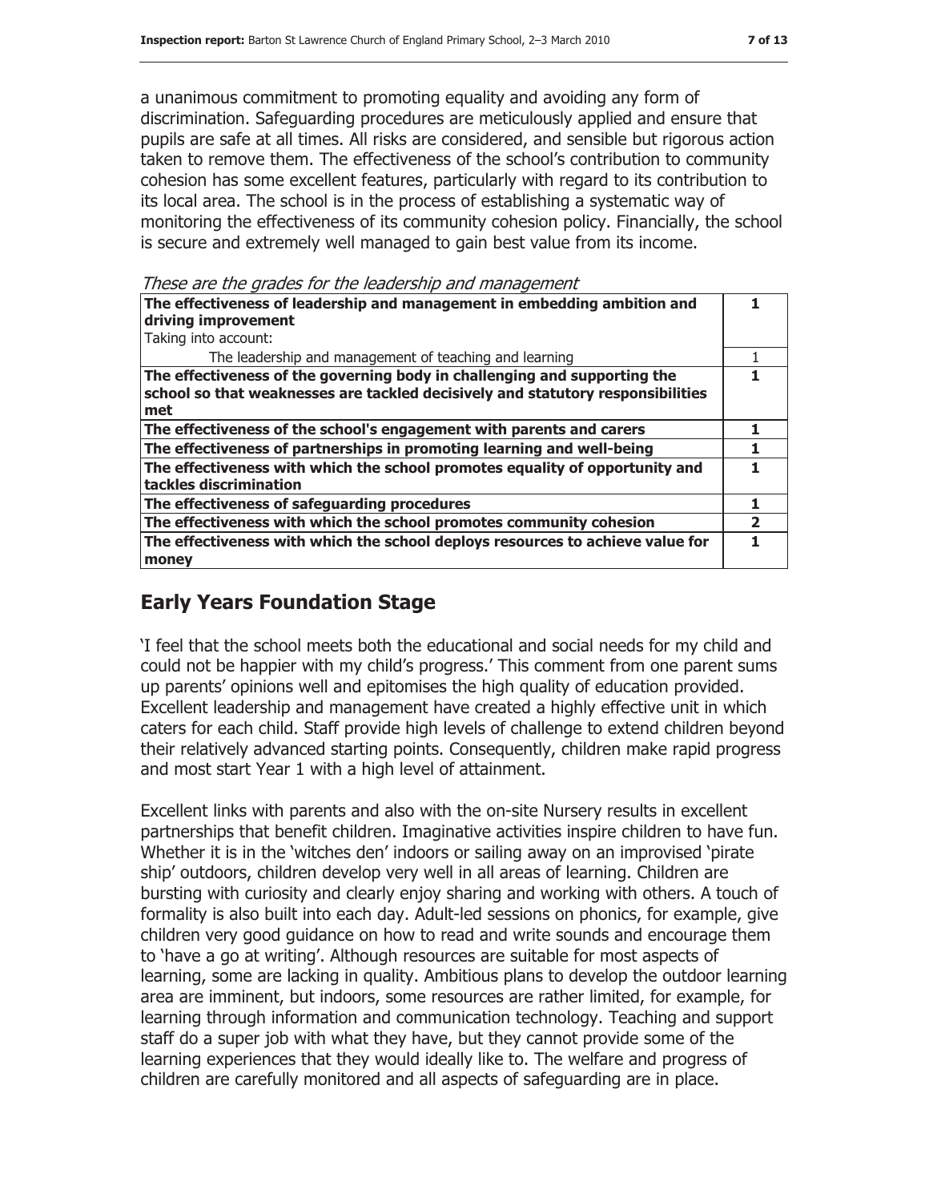a unanimous commitment to promoting equality and avoiding any form of discrimination. Safeguarding procedures are meticulously applied and ensure that pupils are safe at all times. All risks are considered, and sensible but rigorous action taken to remove them. The effectiveness of the school's contribution to community cohesion has some excellent features, particularly with regard to its contribution to its local area. The school is in the process of establishing a systematic way of monitoring the effectiveness of its community cohesion policy. Financially, the school is secure and extremely well managed to gain best value from its income.

*These are the grades for the leadership and management*

| | |
|---|---|
| **The effectiveness of leadership and management in embedding ambition and driving improvement**<br>Taking into account: | **1** |
| The leadership and management of teaching and learning | 1 |
| **The effectiveness of the governing body in challenging and supporting the school so that weaknesses are tackled decisively and statutory responsibilities met** | **1** |
| **The effectiveness of the school's engagement with parents and carers** | **1** |
| **The effectiveness of partnerships in promoting learning and well-being** | **1** |
| **The effectiveness with which the school promotes equality of opportunity and tackles discrimination** | **1** |
| **The effectiveness of safeguarding procedures** | **1** |
| **The effectiveness with which the school promotes community cohesion** | **2** |
| **The effectiveness with which the school deploys resources to achieve value for money** | **1** |

## Early Years Foundation Stage

'I feel that the school meets both the educational and social needs for my child and could not be happier with my child's progress.' This comment from one parent sums up parents' opinions well and epitomises the high quality of education provided. Excellent leadership and management have created a highly effective unit in which caters for each child. Staff provide high levels of challenge to extend children beyond their relatively advanced starting points. Consequently, children make rapid progress and most start Year 1 with a high level of attainment.

Excellent links with parents and also with the on-site Nursery results in excellent partnerships that benefit children. Imaginative activities inspire children to have fun. Whether it is in the 'witches den' indoors or sailing away on an improvised 'pirate ship' outdoors, children develop very well in all areas of learning. Children are bursting with curiosity and clearly enjoy sharing and working with others. A touch of formality is also built into each day. Adult-led sessions on phonics, for example, give children very good guidance on how to read and write sounds and encourage them to 'have a go at writing'. Although resources are suitable for most aspects of learning, some are lacking in quality. Ambitious plans to develop the outdoor learning area are imminent, but indoors, some resources are rather limited, for example, for learning through information and communication technology. Teaching and support staff do a super job with what they have, but they cannot provide some of the learning experiences that they would ideally like to. The welfare and progress of children are carefully monitored and all aspects of safeguarding are in place.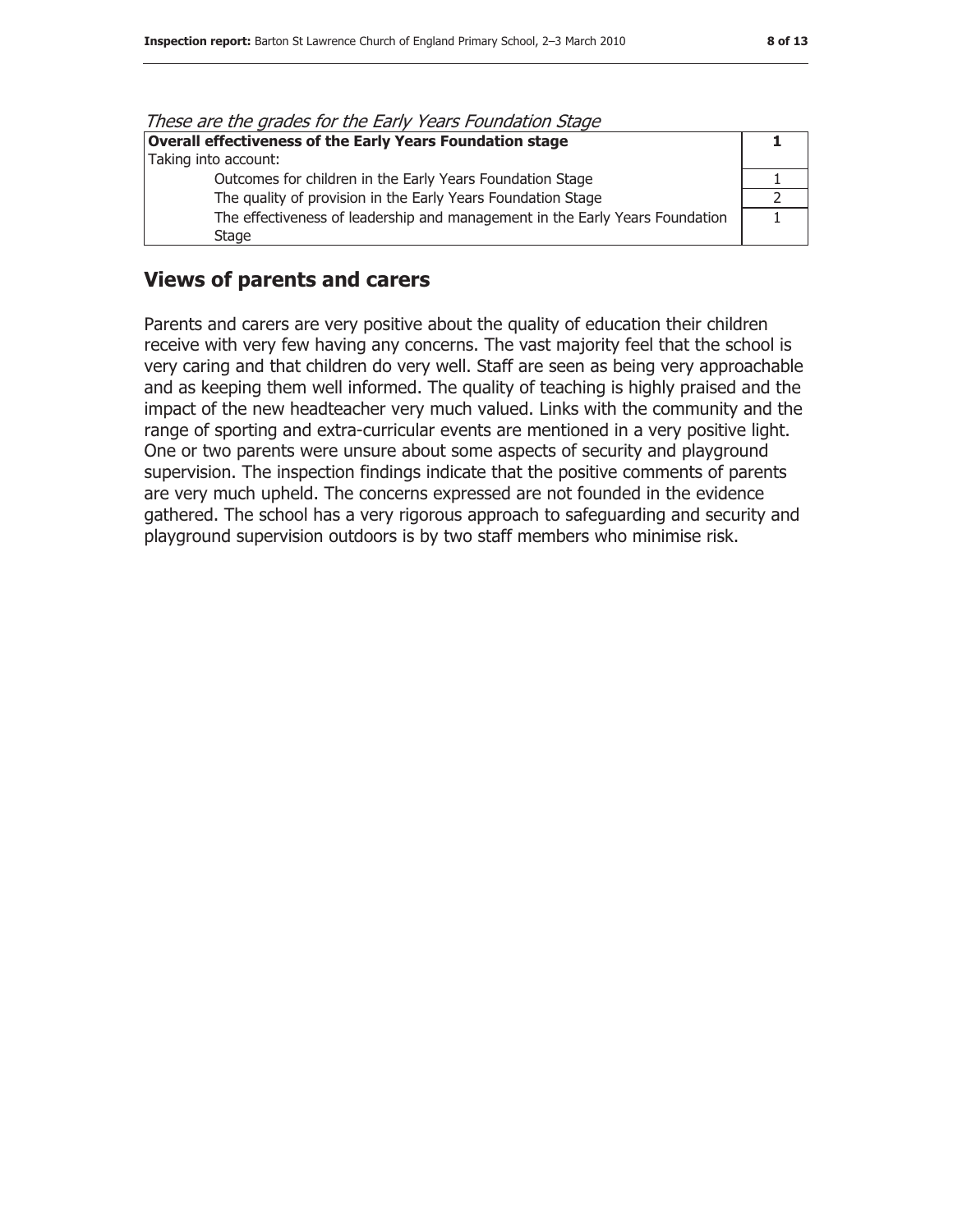*These are the grades for the Early Years Foundation Stage*

| **Overall effectiveness of the Early Years Foundation stage** | **1** |
|---|---|
| Taking into account: | |
| Outcomes for children in the Early Years Foundation Stage | 1 |
| The quality of provision in the Early Years Foundation Stage | 2 |
| The effectiveness of leadership and management in the Early Years Foundation Stage | 1 |

## Views of parents and carers

Parents and carers are very positive about the quality of education their children receive with very few having any concerns. The vast majority feel that the school is very caring and that children do very well. Staff are seen as being very approachable and as keeping them well informed. The quality of teaching is highly praised and the impact of the new headteacher very much valued. Links with the community and the range of sporting and extra-curricular events are mentioned in a very positive light. One or two parents were unsure about some aspects of security and playground supervision. The inspection findings indicate that the positive comments of parents are very much upheld. The concerns expressed are not founded in the evidence gathered. The school has a very rigorous approach to safeguarding and security and playground supervision outdoors is by two staff members who minimise risk.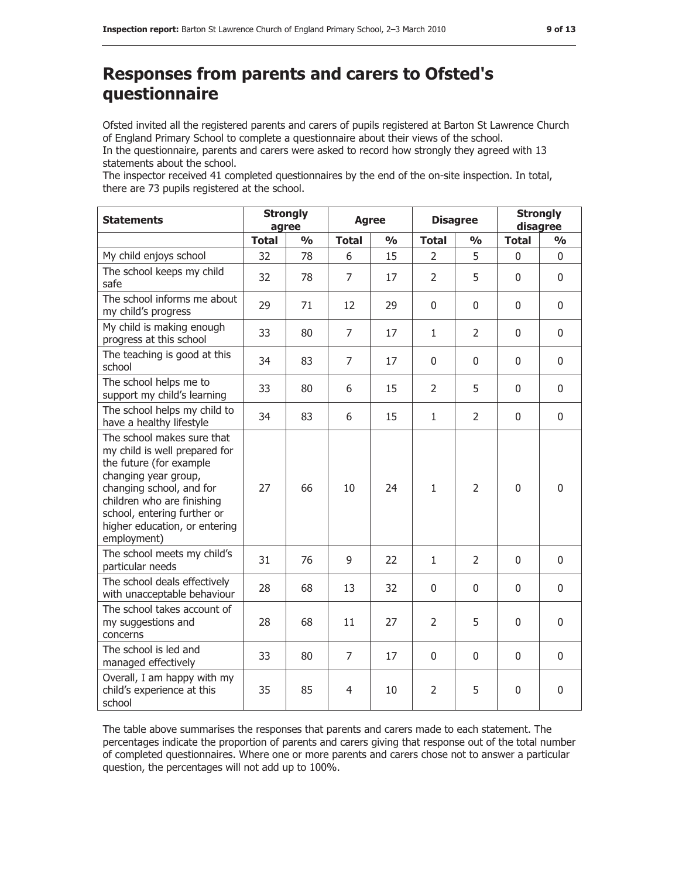# Responses from parents and carers to Ofsted's questionnaire

Ofsted invited all the registered parents and carers of pupils registered at Barton St Lawrence Church of England Primary School to complete a questionnaire about their views of the school.
In the questionnaire, parents and carers were asked to record how strongly they agreed with 13 statements about the school.
The inspector received 41 completed questionnaires by the end of the on-site inspection. In total, there are 73 pupils registered at the school.

| Statements | Strongly agree | | Agree | | Disagree | | Strongly disagree | |
|---|---|---|---|---|---|---|---|---|
| | Total | % | Total | % | Total | % | Total | % |
| My child enjoys school | 32 | 78 | 6 | 15 | 2 | 5 | 0 | 0 |
| The school keeps my child safe | 32 | 78 | 7 | 17 | 2 | 5 | 0 | 0 |
| The school informs me about my child's progress | 29 | 71 | 12 | 29 | 0 | 0 | 0 | 0 |
| My child is making enough progress at this school | 33 | 80 | 7 | 17 | 1 | 2 | 0 | 0 |
| The teaching is good at this school | 34 | 83 | 7 | 17 | 0 | 0 | 0 | 0 |
| The school helps me to support my child's learning | 33 | 80 | 6 | 15 | 2 | 5 | 0 | 0 |
| The school helps my child to have a healthy lifestyle | 34 | 83 | 6 | 15 | 1 | 2 | 0 | 0 |
| The school makes sure that my child is well prepared for the future (for example changing year group, changing school, and for children who are finishing school, entering further or higher education, or entering employment) | 27 | 66 | 10 | 24 | 1 | 2 | 0 | 0 |
| The school meets my child's particular needs | 31 | 76 | 9 | 22 | 1 | 2 | 0 | 0 |
| The school deals effectively with unacceptable behaviour | 28 | 68 | 13 | 32 | 0 | 0 | 0 | 0 |
| The school takes account of my suggestions and concerns | 28 | 68 | 11 | 27 | 2 | 5 | 0 | 0 |
| The school is led and managed effectively | 33 | 80 | 7 | 17 | 0 | 0 | 0 | 0 |
| Overall, I am happy with my child's experience at this school | 35 | 85 | 4 | 10 | 2 | 5 | 0 | 0 |

The table above summarises the responses that parents and carers made to each statement. The percentages indicate the proportion of parents and carers giving that response out of the total number of completed questionnaires. Where one or more parents and carers chose not to answer a particular question, the percentages will not add up to 100%.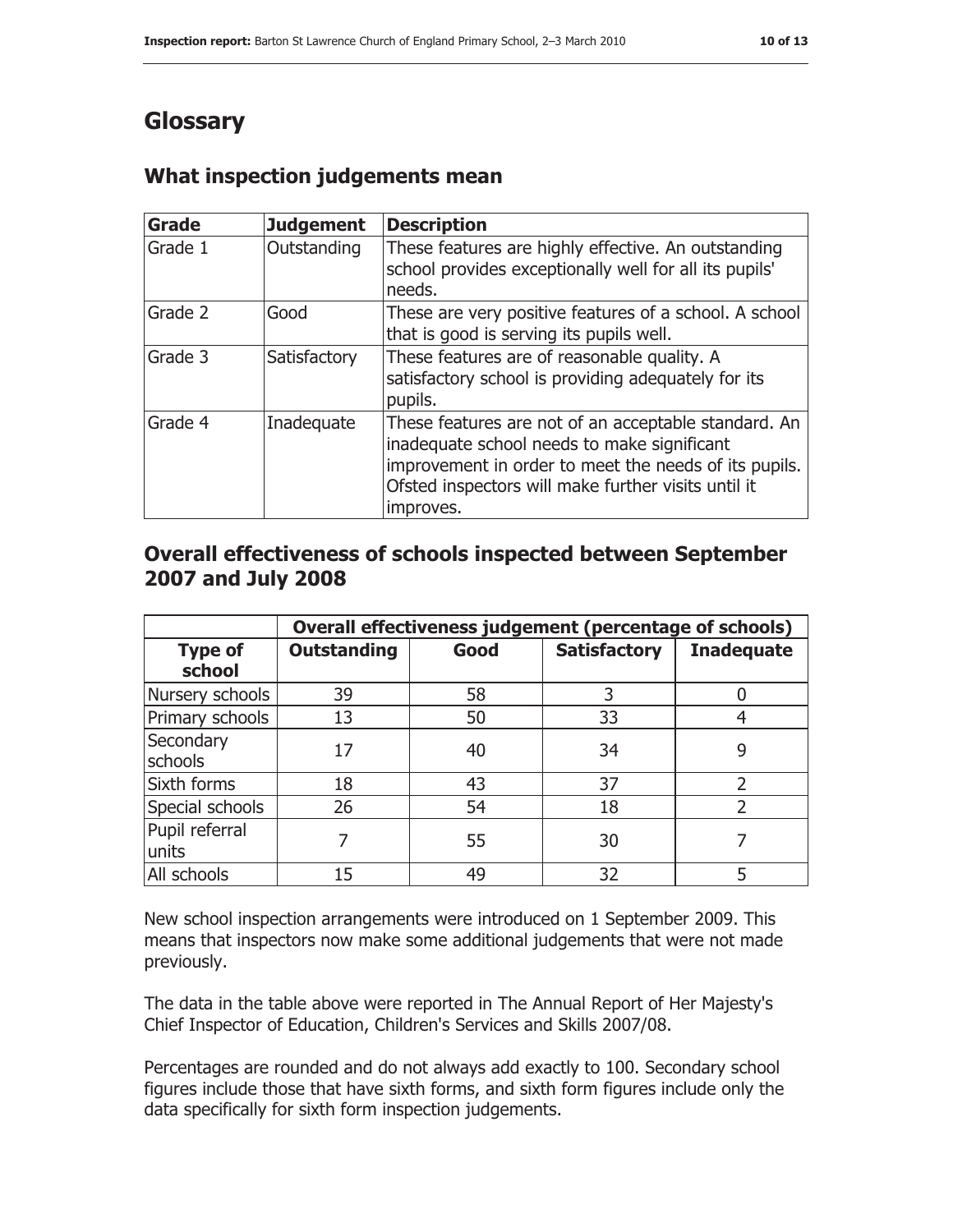# Glossary

## What inspection judgements mean

| Grade | Judgement | Description |
|---|---|---|
| Grade 1 | Outstanding | These features are highly effective. An outstanding school provides exceptionally well for all its pupils' needs. |
| Grade 2 | Good | These are very positive features of a school. A school that is good is serving its pupils well. |
| Grade 3 | Satisfactory | These features are of reasonable quality. A satisfactory school is providing adequately for its pupils. |
| Grade 4 | Inadequate | These features are not of an acceptable standard. An inadequate school needs to make significant improvement in order to meet the needs of its pupils. Ofsted inspectors will make further visits until it improves. |

## Overall effectiveness of schools inspected between September 2007 and July 2008

| | Overall effectiveness judgement (percentage of schools) | | | |
|---|---|---|---|---|
| **Type of school** | **Outstanding** | **Good** | **Satisfactory** | **Inadequate** |
| Nursery schools | 39 | 58 | 3 | 0 |
| Primary schools | 13 | 50 | 33 | 4 |
| Secondary schools | 17 | 40 | 34 | 9 |
| Sixth forms | 18 | 43 | 37 | 2 |
| Special schools | 26 | 54 | 18 | 2 |
| Pupil referral units | 7 | 55 | 30 | 7 |
| All schools | 15 | 49 | 32 | 5 |

New school inspection arrangements were introduced on 1 September 2009. This means that inspectors now make some additional judgements that were not made previously.

The data in the table above were reported in The Annual Report of Her Majesty's Chief Inspector of Education, Children's Services and Skills 2007/08.

Percentages are rounded and do not always add exactly to 100. Secondary school figures include those that have sixth forms, and sixth form figures include only the data specifically for sixth form inspection judgements.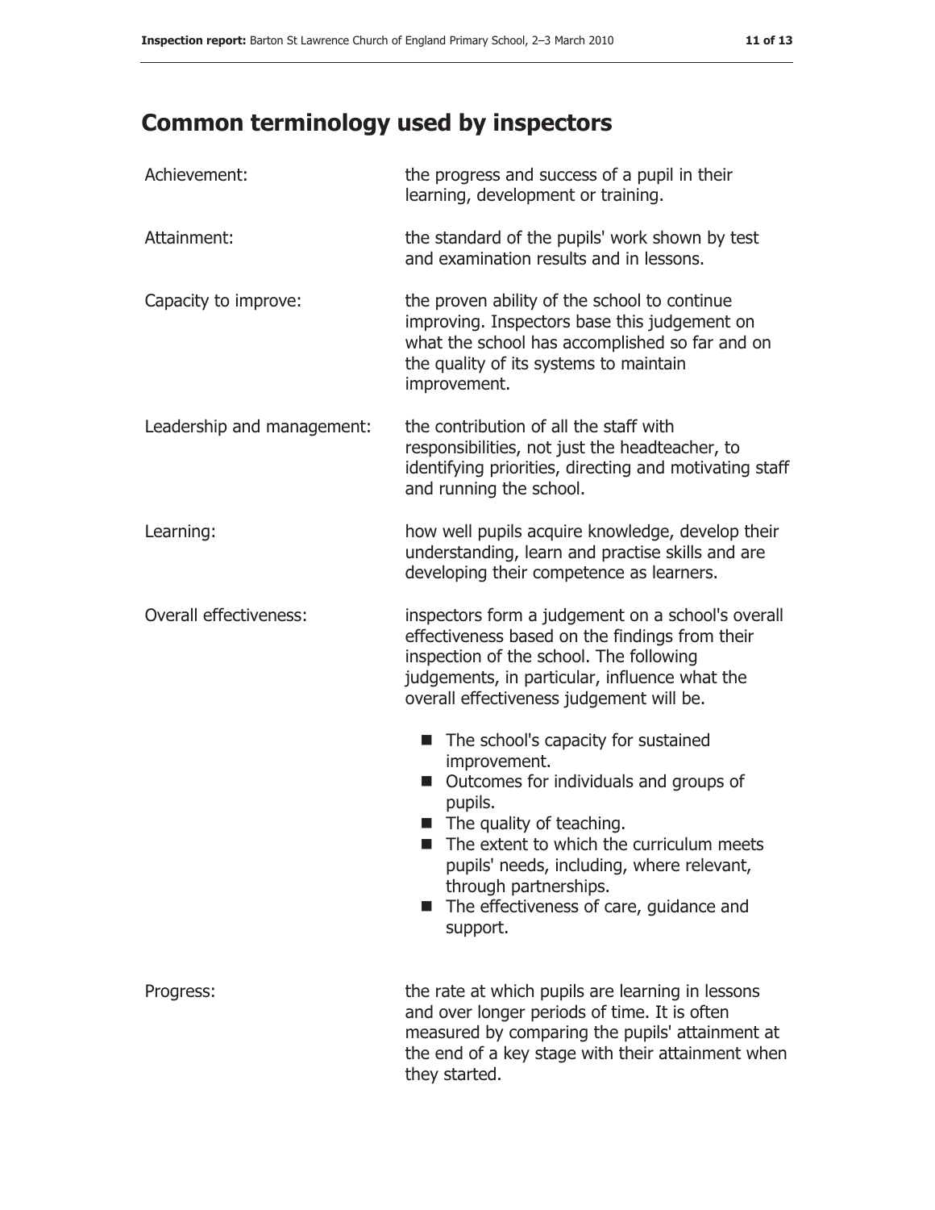# Common terminology used by inspectors

| | |
|---|---|
| Achievement: | the progress and success of a pupil in their learning, development or training. |
| Attainment: | the standard of the pupils' work shown by test and examination results and in lessons. |
| Capacity to improve: | the proven ability of the school to continue improving. Inspectors base this judgement on what the school has accomplished so far and on the quality of its systems to maintain improvement. |
| Leadership and management: | the contribution of all the staff with responsibilities, not just the headteacher, to identifying priorities, directing and motivating staff and running the school. |
| Learning: | how well pupils acquire knowledge, develop their understanding, learn and practise skills and are developing their competence as learners. |
| Overall effectiveness: | inspectors form a judgement on a school's overall effectiveness based on the findings from their inspection of the school. The following judgements, in particular, influence what the overall effectiveness judgement will be.<br>■ The school's capacity for sustained improvement.<br>■ Outcomes for individuals and groups of pupils.<br>■ The quality of teaching.<br>■ The extent to which the curriculum meets pupils' needs, including, where relevant, through partnerships.<br>■ The effectiveness of care, guidance and support. |
| Progress: | the rate at which pupils are learning in lessons and over longer periods of time. It is often measured by comparing the pupils' attainment at the end of a key stage with their attainment when they started. |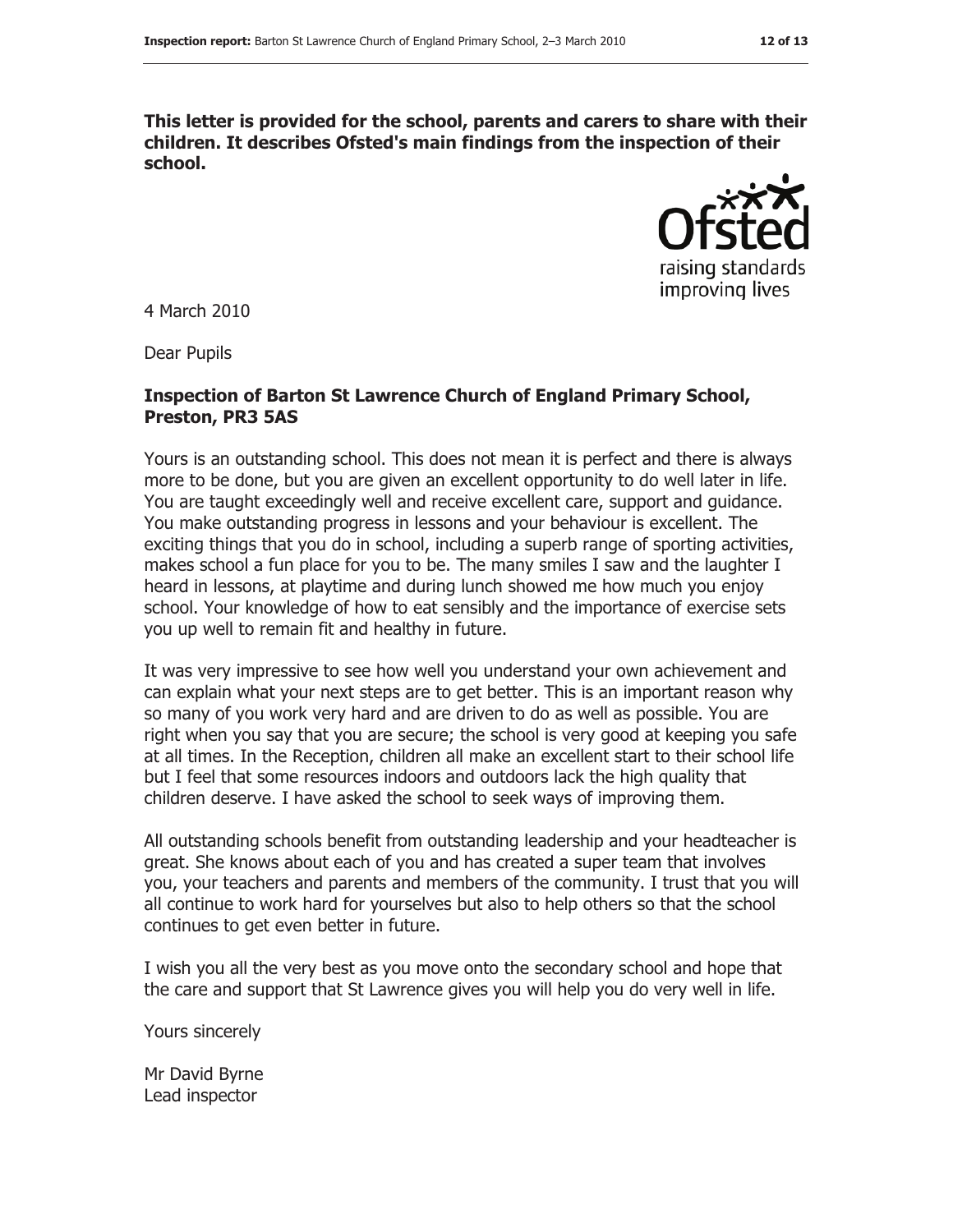**This letter is provided for the school, parents and carers to share with their children. It describes Ofsted's main findings from the inspection of their school.**

4 March 2010

Dear Pupils

**Inspection of Barton St Lawrence Church of England Primary School, Preston, PR3 5AS**

Yours is an outstanding school. This does not mean it is perfect and there is always more to be done, but you are given an excellent opportunity to do well later in life. You are taught exceedingly well and receive excellent care, support and guidance. You make outstanding progress in lessons and your behaviour is excellent. The exciting things that you do in school, including a superb range of sporting activities, makes school a fun place for you to be. The many smiles I saw and the laughter I heard in lessons, at playtime and during lunch showed me how much you enjoy school. Your knowledge of how to eat sensibly and the importance of exercise sets you up well to remain fit and healthy in future.

It was very impressive to see how well you understand your own achievement and can explain what your next steps are to get better. This is an important reason why so many of you work very hard and are driven to do as well as possible. You are right when you say that you are secure; the school is very good at keeping you safe at all times. In the Reception, children all make an excellent start to their school life but I feel that some resources indoors and outdoors lack the high quality that children deserve. I have asked the school to seek ways of improving them.

All outstanding schools benefit from outstanding leadership and your headteacher is great. She knows about each of you and has created a super team that involves you, your teachers and parents and members of the community. I trust that you will all continue to work hard for yourselves but also to help others so that the school continues to get even better in future.

I wish you all the very best as you move onto the secondary school and hope that the care and support that St Lawrence gives you will help you do very well in life.

Yours sincerely

Mr David Byrne
Lead inspector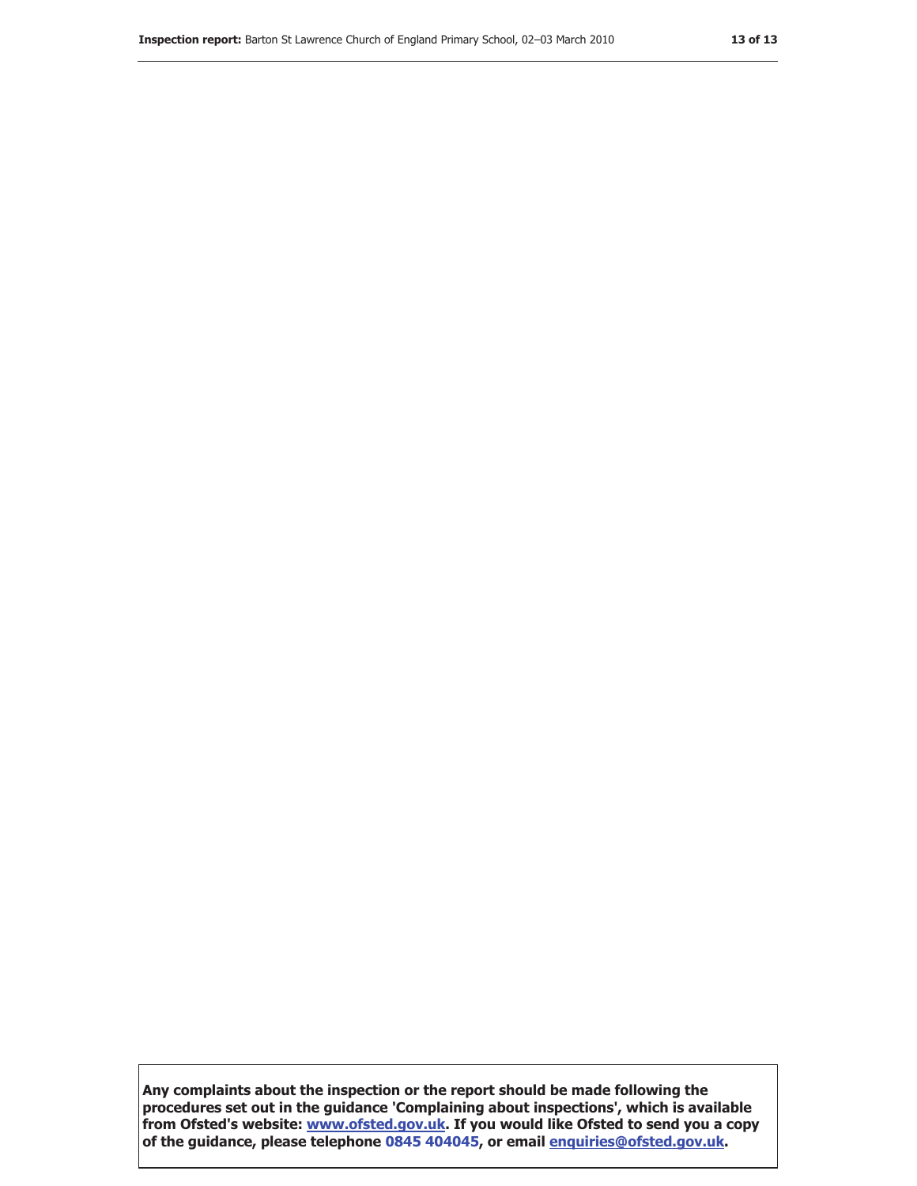**Any complaints about the inspection or the report should be made following the procedures set out in the guidance 'Complaining about inspections', which is available from Ofsted's website: www.ofsted.gov.uk. If you would like Ofsted to send you a copy of the guidance, please telephone 0845 404045, or email enquiries@ofsted.gov.uk.**